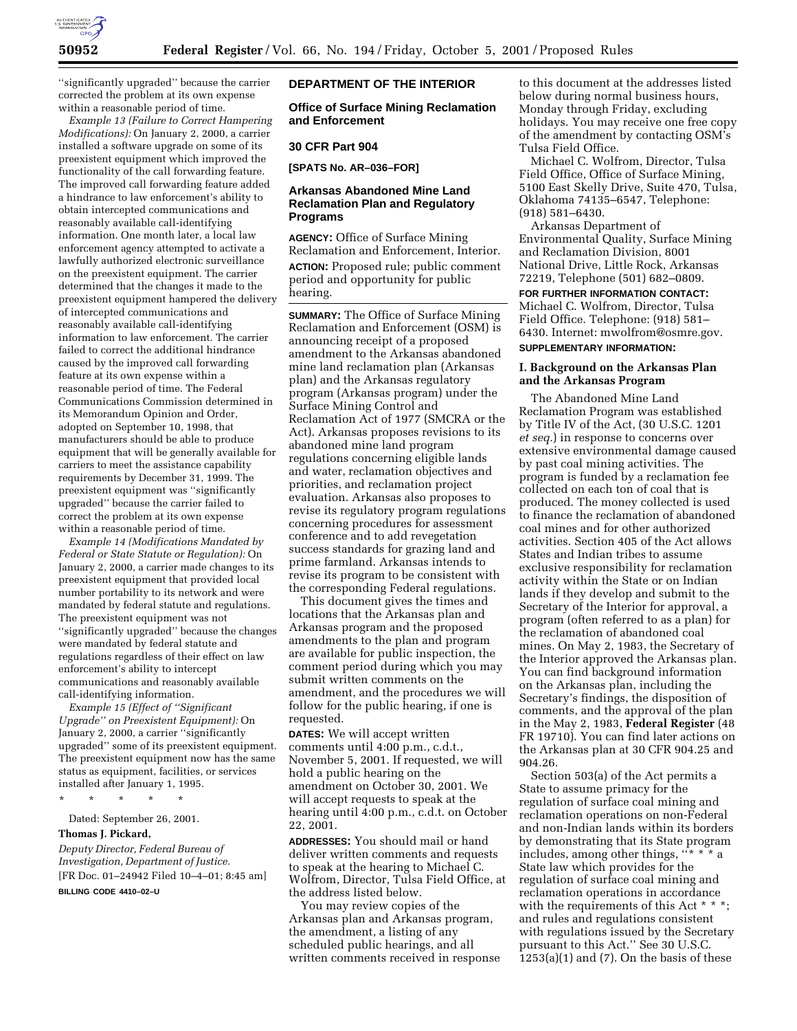''significantly upgraded'' because the carrier corrected the problem at its own expense within a reasonable period of time.

*Example 13 (Failure to Correct Hampering Modifications):* On January 2, 2000, a carrier installed a software upgrade on some of its preexistent equipment which improved the functionality of the call forwarding feature. The improved call forwarding feature added a hindrance to law enforcement's ability to obtain intercepted communications and reasonably available call-identifying information. One month later, a local law enforcement agency attempted to activate a lawfully authorized electronic surveillance on the preexistent equipment. The carrier determined that the changes it made to the preexistent equipment hampered the delivery of intercepted communications and reasonably available call-identifying information to law enforcement. The carrier failed to correct the additional hindrance caused by the improved call forwarding feature at its own expense within a reasonable period of time. The Federal Communications Commission determined in its Memorandum Opinion and Order, adopted on September 10, 1998, that manufacturers should be able to produce equipment that will be generally available for carriers to meet the assistance capability requirements by December 31, 1999. The preexistent equipment was ''significantly upgraded'' because the carrier failed to correct the problem at its own expense within a reasonable period of time.

*Example 14 (Modifications Mandated by Federal or State Statute or Regulation):* On January 2, 2000, a carrier made changes to its preexistent equipment that provided local number portability to its network and were mandated by federal statute and regulations. The preexistent equipment was not ''significantly upgraded'' because the changes were mandated by federal statute and regulations regardless of their effect on law enforcement's ability to intercept communications and reasonably available call-identifying information.

*Example 15 (Effect of ''Significant Upgrade'' on Preexistent Equipment):* On January 2, 2000, a carrier ''significantly upgraded'' some of its preexistent equipment. The preexistent equipment now has the same status as equipment, facilities, or services installed after January 1, 1995.

\* \* \* \* \*

Dated: September 26, 2001.

**Thomas J. Pickard,**

*Deputy Director, Federal Bureau of Investigation, Department of Justice.*

[FR Doc. 01–24942 Filed 10–4–01; 8:45 am]

**BILLING CODE 4410–02–U**

## DEPARTMENT OF THE INTERIOR

### Office of Surface Mining Reclamation and Enforcement

### 30 CFR Part 904

**[SPATS No. AR–036–FOR]**

### Arkansas Abandoned Mine Land Reclamation Plan and Regulatory Programs

**AGENCY:** Office of Surface Mining Reclamation and Enforcement, Interior.

**ACTION:** Proposed rule; public comment period and opportunity for public hearing.

**SUMMARY:** The Office of Surface Mining Reclamation and Enforcement (OSM) is announcing receipt of a proposed amendment to the Arkansas abandoned mine land reclamation plan (Arkansas plan) and the Arkansas regulatory program (Arkansas program) under the Surface Mining Control and Reclamation Act of 1977 (SMCRA or the Act). Arkansas proposes revisions to its abandoned mine land program regulations concerning eligible lands and water, reclamation objectives and priorities, and reclamation project evaluation. Arkansas also proposes to revise its regulatory program regulations concerning procedures for assessment conference and to add revegetation success standards for grazing land and prime farmland. Arkansas intends to revise its program to be consistent with the corresponding Federal regulations.

This document gives the times and locations that the Arkansas plan and Arkansas program and the proposed amendments to the plan and program are available for public inspection, the comment period during which you may submit written comments on the amendment, and the procedures we will follow for the public hearing, if one is requested.

**DATES:** We will accept written comments until 4:00 p.m., c.d.t., November 5, 2001. If requested, we will hold a public hearing on the amendment on October 30, 2001. We will accept requests to speak at the hearing until 4:00 p.m., c.d.t. on October 22, 2001.

**ADDRESSES:** You should mail or hand deliver written comments and requests to speak at the hearing to Michael C. Wolfrom, Director, Tulsa Field Office, at the address listed below.

You may review copies of the Arkansas plan and Arkansas program, the amendment, a listing of any scheduled public hearings, and all written comments received in response to this document at the addresses listed below during normal business hours, Monday through Friday, excluding holidays. You may receive one free copy of the amendment by contacting OSM's Tulsa Field Office.

Michael C. Wolfrom, Director, Tulsa Field Office, Office of Surface Mining, 5100 East Skelly Drive, Suite 470, Tulsa, Oklahoma 74135–6547, Telephone: (918) 581–6430.

Arkansas Department of Environmental Quality, Surface Mining and Reclamation Division, 8001 National Drive, Little Rock, Arkansas 72219, Telephone (501) 682–0809.

**FOR FURTHER INFORMATION CONTACT:** Michael C. Wolfrom, Director, Tulsa Field Office. Telephone: (918) 581–6430. Internet: mwolfrom@osmre.gov.

**SUPPLEMENTARY INFORMATION:**

### I. Background on the Arkansas Plan and the Arkansas Program

The Abandoned Mine Land Reclamation Program was established by Title IV of the Act, (30 U.S.C. 1201 *et seq.*) in response to concerns over extensive environmental damage caused by past coal mining activities. The program is funded by a reclamation fee collected on each ton of coal that is produced. The money collected is used to finance the reclamation of abandoned coal mines and for other authorized activities. Section 405 of the Act allows States and Indian tribes to assume exclusive responsibility for reclamation activity within the State or on Indian lands if they develop and submit to the Secretary of the Interior for approval, a program (often referred to as a plan) for the reclamation of abandoned coal mines. On May 2, 1983, the Secretary of the Interior approved the Arkansas plan. You can find background information on the Arkansas plan, including the Secretary's findings, the disposition of comments, and the approval of the plan in the May 2, 1983, **Federal Register** (48 FR 19710). You can find later actions on the Arkansas plan at 30 CFR 904.25 and 904.26.

Section 503(a) of the Act permits a State to assume primacy for the regulation of surface coal mining and reclamation operations on non-Federal and non-Indian lands within its borders by demonstrating that its State program includes, among other things, ''\* \* \* a State law which provides for the regulation of surface coal mining and reclamation operations in accordance with the requirements of this Act \* \* \*; and rules and regulations consistent with regulations issued by the Secretary pursuant to this Act.'' See 30 U.S.C. 1253(a)(1) and (7). On the basis of these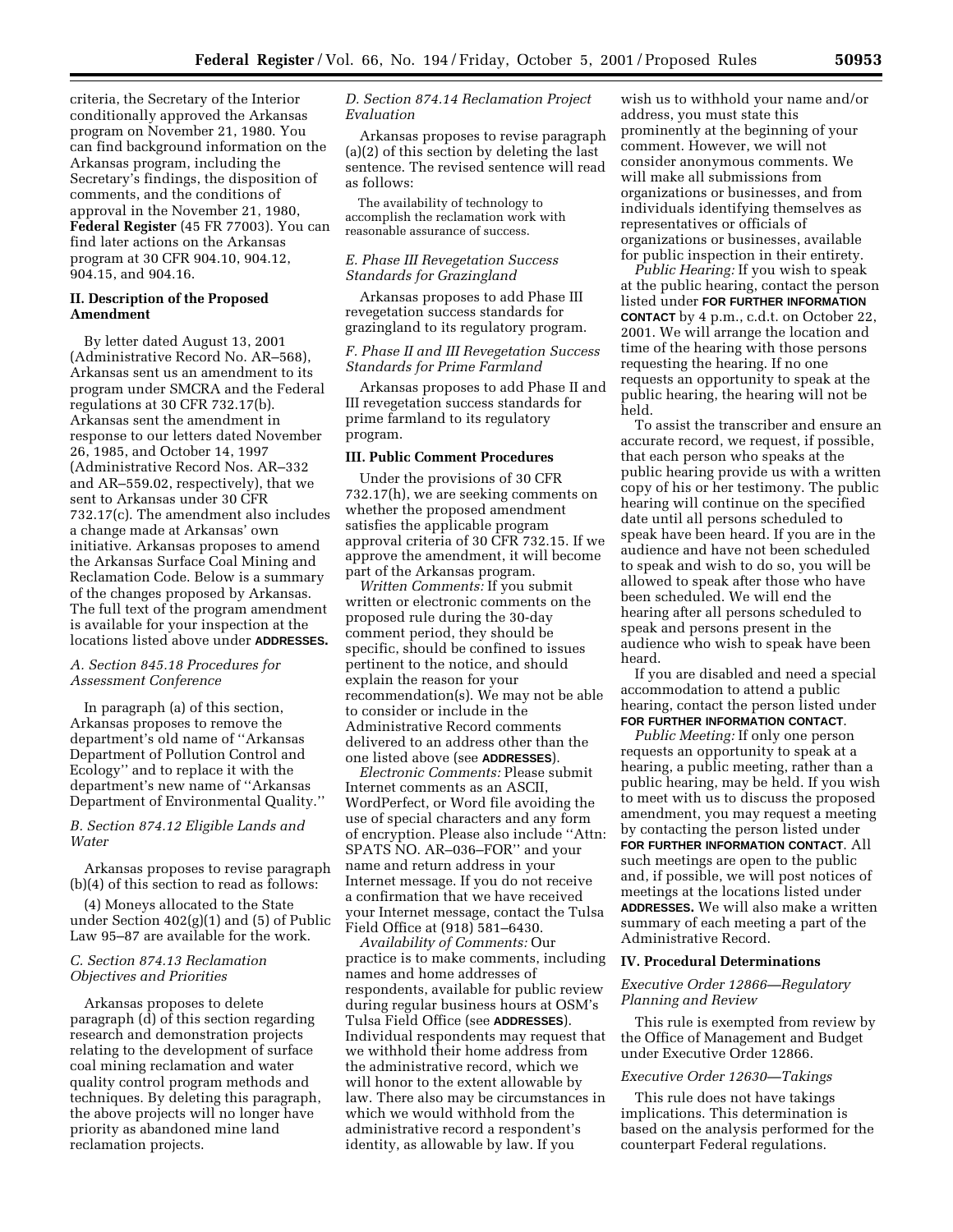criteria, the Secretary of the Interior conditionally approved the Arkansas program on November 21, 1980. You can find background information on the Arkansas program, including the Secretary's findings, the disposition of comments, and the conditions of approval in the November 21, 1980, **Federal Register** (45 FR 77003). You can find later actions on the Arkansas program at 30 CFR 904.10, 904.12, 904.15, and 904.16.

## II. Description of the Proposed Amendment

By letter dated August 13, 2001 (Administrative Record No. AR–568), Arkansas sent us an amendment to its program under SMCRA and the Federal regulations at 30 CFR 732.17(b). Arkansas sent the amendment in response to our letters dated November 26, 1985, and October 14, 1997 (Administrative Record Nos. AR–332 and AR–559.02, respectively), that we sent to Arkansas under 30 CFR 732.17(c). The amendment also includes a change made at Arkansas' own initiative. Arkansas proposes to amend the Arkansas Surface Coal Mining and Reclamation Code. Below is a summary of the changes proposed by Arkansas. The full text of the program amendment is available for your inspection at the locations listed above under **ADDRESSES.**

### *A. Section 845.18 Procedures for Assessment Conference*

In paragraph (a) of this section, Arkansas proposes to remove the department's old name of ''Arkansas Department of Pollution Control and Ecology'' and to replace it with the department's new name of ''Arkansas Department of Environmental Quality.''

### *B. Section 874.12 Eligible Lands and Water*

Arkansas proposes to revise paragraph (b)(4) of this section to read as follows:

(4) Moneys allocated to the State under Section 402(g)(1) and (5) of Public Law 95–87 are available for the work.

### *C. Section 874.13 Reclamation Objectives and Priorities*

Arkansas proposes to delete paragraph (d) of this section regarding research and demonstration projects relating to the development of surface coal mining reclamation and water quality control program methods and techniques. By deleting this paragraph, the above projects will no longer have priority as abandoned mine land reclamation projects.

### *D. Section 874.14 Reclamation Project Evaluation*

Arkansas proposes to revise paragraph (a)(2) of this section by deleting the last sentence. The revised sentence will read as follows:

The availability of technology to accomplish the reclamation work with reasonable assurance of success.

### *E. Phase III Revegetation Success Standards for Grazingland*

Arkansas proposes to add Phase III revegetation success standards for grazingland to its regulatory program.

### *F. Phase II and III Revegetation Success Standards for Prime Farmland*

Arkansas proposes to add Phase II and III revegetation success standards for prime farmland to its regulatory program.

## III. Public Comment Procedures

Under the provisions of 30 CFR 732.17(h), we are seeking comments on whether the proposed amendment satisfies the applicable program approval criteria of 30 CFR 732.15. If we approve the amendment, it will become part of the Arkansas program.

*Written Comments:* If you submit written or electronic comments on the proposed rule during the 30-day comment period, they should be specific, should be confined to issues pertinent to the notice, and should explain the reason for your recommendation(s). We may not be able to consider or include in the Administrative Record comments delivered to an address other than the one listed above (see **ADDRESSES**).

*Electronic Comments:* Please submit Internet comments as an ASCII, WordPerfect, or Word file avoiding the use of special characters and any form of encryption. Please also include ''Attn: SPATS NO. AR–036–FOR'' and your name and return address in your Internet message. If you do not receive a confirmation that we have received your Internet message, contact the Tulsa Field Office at (918) 581–6430.

*Availability of Comments:* Our practice is to make comments, including names and home addresses of respondents, available for public review during regular business hours at OSM's Tulsa Field Office (see **ADDRESSES**). Individual respondents may request that we withhold their home address from the administrative record, which we will honor to the extent allowable by law. There also may be circumstances in which we would withhold from the administrative record a respondent's identity, as allowable by law. If you wish us to withhold your name and/or address, you must state this prominently at the beginning of your comment. However, we will not consider anonymous comments. We will make all submissions from organizations or businesses, and from individuals identifying themselves as representatives or officials of organizations or businesses, available for public inspection in their entirety.

*Public Hearing:* If you wish to speak at the public hearing, contact the person listed under **FOR FURTHER INFORMATION CONTACT** by 4 p.m., c.d.t. on October 22, 2001. We will arrange the location and time of the hearing with those persons requesting the hearing. If no one requests an opportunity to speak at the public hearing, the hearing will not be held.

To assist the transcriber and ensure an accurate record, we request, if possible, that each person who speaks at the public hearing provide us with a written copy of his or her testimony. The public hearing will continue on the specified date until all persons scheduled to speak have been heard. If you are in the audience and have not been scheduled to speak and wish to do so, you will be allowed to speak after those who have been scheduled. We will end the hearing after all persons scheduled to speak and persons present in the audience who wish to speak have been heard.

If you are disabled and need a special accommodation to attend a public hearing, contact the person listed under **FOR FURTHER INFORMATION CONTACT**.

*Public Meeting:* If only one person requests an opportunity to speak at a hearing, a public meeting, rather than a public hearing, may be held. If you wish to meet with us to discuss the proposed amendment, you may request a meeting by contacting the person listed under **FOR FURTHER INFORMATION CONTACT**. All such meetings are open to the public and, if possible, we will post notices of meetings at the locations listed under **ADDRESSES.** We will also make a written summary of each meeting a part of the Administrative Record.

## IV. Procedural Determinations

### *Executive Order 12866—Regulatory Planning and Review*

This rule is exempted from review by the Office of Management and Budget under Executive Order 12866.

### *Executive Order 12630—Takings*

This rule does not have takings implications. This determination is based on the analysis performed for the counterpart Federal regulations.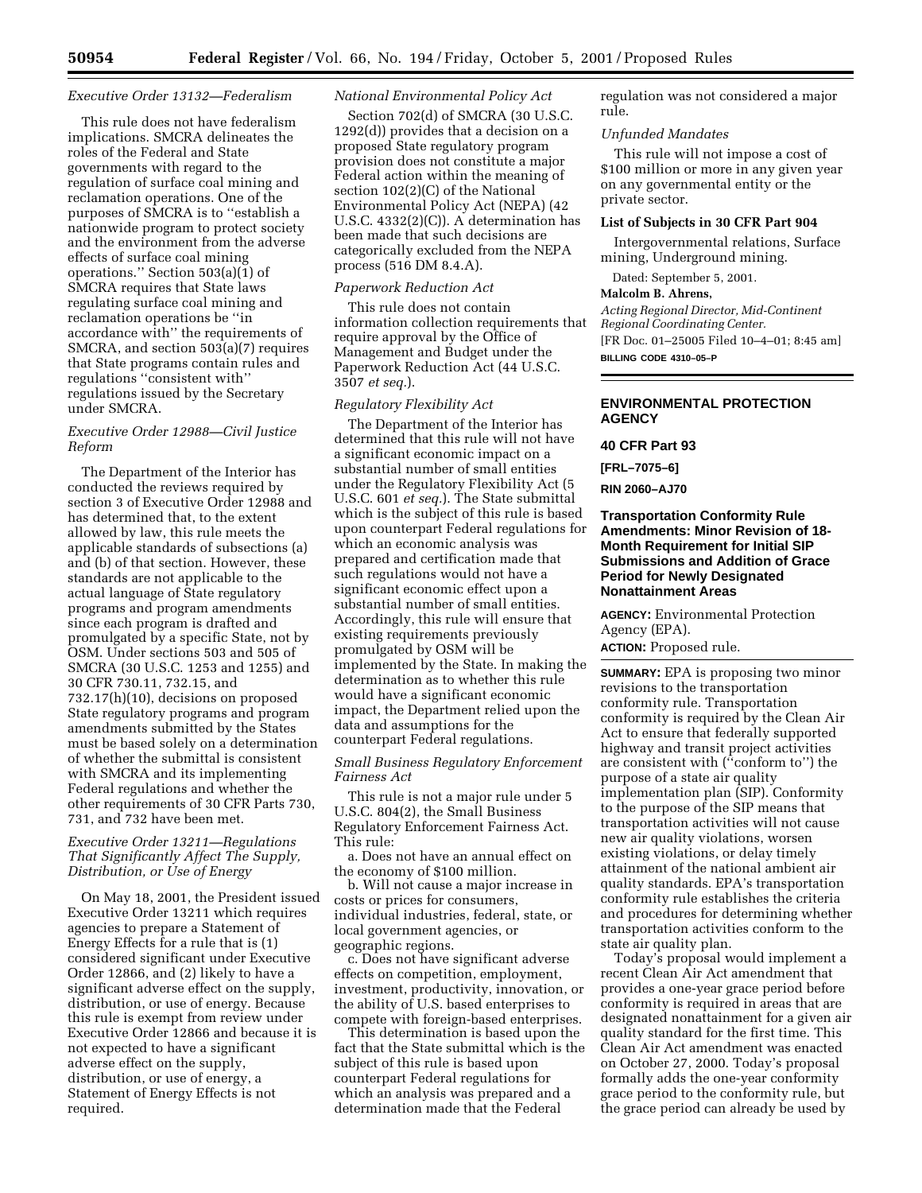### *Executive Order 13132—Federalism*

This rule does not have federalism implications. SMCRA delineates the roles of the Federal and State governments with regard to the regulation of surface coal mining and reclamation operations. One of the purposes of SMCRA is to ''establish a nationwide program to protect society and the environment from the adverse effects of surface coal mining operations.'' Section 503(a)(1) of SMCRA requires that State laws regulating surface coal mining and reclamation operations be ''in accordance with'' the requirements of SMCRA, and section 503(a)(7) requires that State programs contain rules and regulations ''consistent with'' regulations issued by the Secretary under SMCRA.

### *Executive Order 12988—Civil Justice Reform*

The Department of the Interior has conducted the reviews required by section 3 of Executive Order 12988 and has determined that, to the extent allowed by law, this rule meets the applicable standards of subsections (a) and (b) of that section. However, these standards are not applicable to the actual language of State regulatory programs and program amendments since each program is drafted and promulgated by a specific State, not by OSM. Under sections 503 and 505 of SMCRA (30 U.S.C. 1253 and 1255) and 30 CFR 730.11, 732.15, and 732.17(h)(10), decisions on proposed State regulatory programs and program amendments submitted by the States must be based solely on a determination of whether the submittal is consistent with SMCRA and its implementing Federal regulations and whether the other requirements of 30 CFR Parts 730, 731, and 732 have been met.

### *Executive Order 13211—Regulations That Significantly Affect The Supply, Distribution, or Use of Energy*

On May 18, 2001, the President issued Executive Order 13211 which requires agencies to prepare a Statement of Energy Effects for a rule that is (1) considered significant under Executive Order 12866, and (2) likely to have a significant adverse effect on the supply, distribution, or use of energy. Because this rule is exempt from review under Executive Order 12866 and because it is not expected to have a significant adverse effect on the supply, distribution, or use of energy, a Statement of Energy Effects is not required.

### *National Environmental Policy Act*

Section 702(d) of SMCRA (30 U.S.C. 1292(d)) provides that a decision on a proposed State regulatory program provision does not constitute a major Federal action within the meaning of section 102(2)(C) of the National Environmental Policy Act (NEPA) (42 U.S.C. 4332(2)(C)). A determination has been made that such decisions are categorically excluded from the NEPA process (516 DM 8.4.A).

### *Paperwork Reduction Act*

This rule does not contain information collection requirements that require approval by the Office of Management and Budget under the Paperwork Reduction Act (44 U.S.C. 3507 *et seq.*).

### *Regulatory Flexibility Act*

The Department of the Interior has determined that this rule will not have a significant economic impact on a substantial number of small entities under the Regulatory Flexibility Act (5 U.S.C. 601 *et seq.*). The State submittal which is the subject of this rule is based upon counterpart Federal regulations for which an economic analysis was prepared and certification made that such regulations would not have a significant economic effect upon a substantial number of small entities. Accordingly, this rule will ensure that existing requirements previously promulgated by OSM will be implemented by the State. In making the determination as to whether this rule would have a significant economic impact, the Department relied upon the data and assumptions for the counterpart Federal regulations.

### *Small Business Regulatory Enforcement Fairness Act*

This rule is not a major rule under 5 U.S.C. 804(2), the Small Business Regulatory Enforcement Fairness Act. This rule:

a. Does not have an annual effect on the economy of $100 million.

b. Will not cause a major increase in costs or prices for consumers, individual industries, federal, state, or local government agencies, or geographic regions.

c. Does not have significant adverse effects on competition, employment, investment, productivity, innovation, or the ability of U.S. based enterprises to compete with foreign-based enterprises.

This determination is based upon the fact that the State submittal which is the subject of this rule is based upon counterpart Federal regulations for which an analysis was prepared and a determination made that the Federal regulation was not considered a major rule.

### *Unfunded Mandates*

This rule will not impose a cost of $100 million or more in any given year on any governmental entity or the private sector.

### List of Subjects in 30 CFR Part 904

Intergovernmental relations, Surface mining, Underground mining.

Dated: September 5, 2001.

**Malcolm B. Ahrens,**

*Acting Regional Director, Mid-Continent Regional Coordinating Center.*

[FR Doc. 01–25005 Filed 10–4–01; 8:45 am]

**BILLING CODE 4310–05–P**

## ENVIRONMENTAL PROTECTION AGENCY

### 40 CFR Part 93

**[FRL–7075–6]**

**RIN 2060–AJ70**

## Transportation Conformity Rule Amendments: Minor Revision of 18-Month Requirement for Initial SIP Submissions and Addition of Grace Period for Newly Designated Nonattainment Areas

**AGENCY:** Environmental Protection Agency (EPA).

**ACTION:** Proposed rule.

**SUMMARY:** EPA is proposing two minor revisions to the transportation conformity rule. Transportation conformity is required by the Clean Air Act to ensure that federally supported highway and transit project activities are consistent with (''conform to'') the purpose of a state air quality implementation plan (SIP). Conformity to the purpose of the SIP means that transportation activities will not cause new air quality violations, worsen existing violations, or delay timely attainment of the national ambient air quality standards. EPA's transportation conformity rule establishes the criteria and procedures for determining whether transportation activities conform to the state air quality plan.

Today's proposal would implement a recent Clean Air Act amendment that provides a one-year grace period before conformity is required in areas that are designated nonattainment for a given air quality standard for the first time. This Clean Air Act amendment was enacted on October 27, 2000. Today's proposal formally adds the one-year conformity grace period to the conformity rule, but the grace period can already be used by